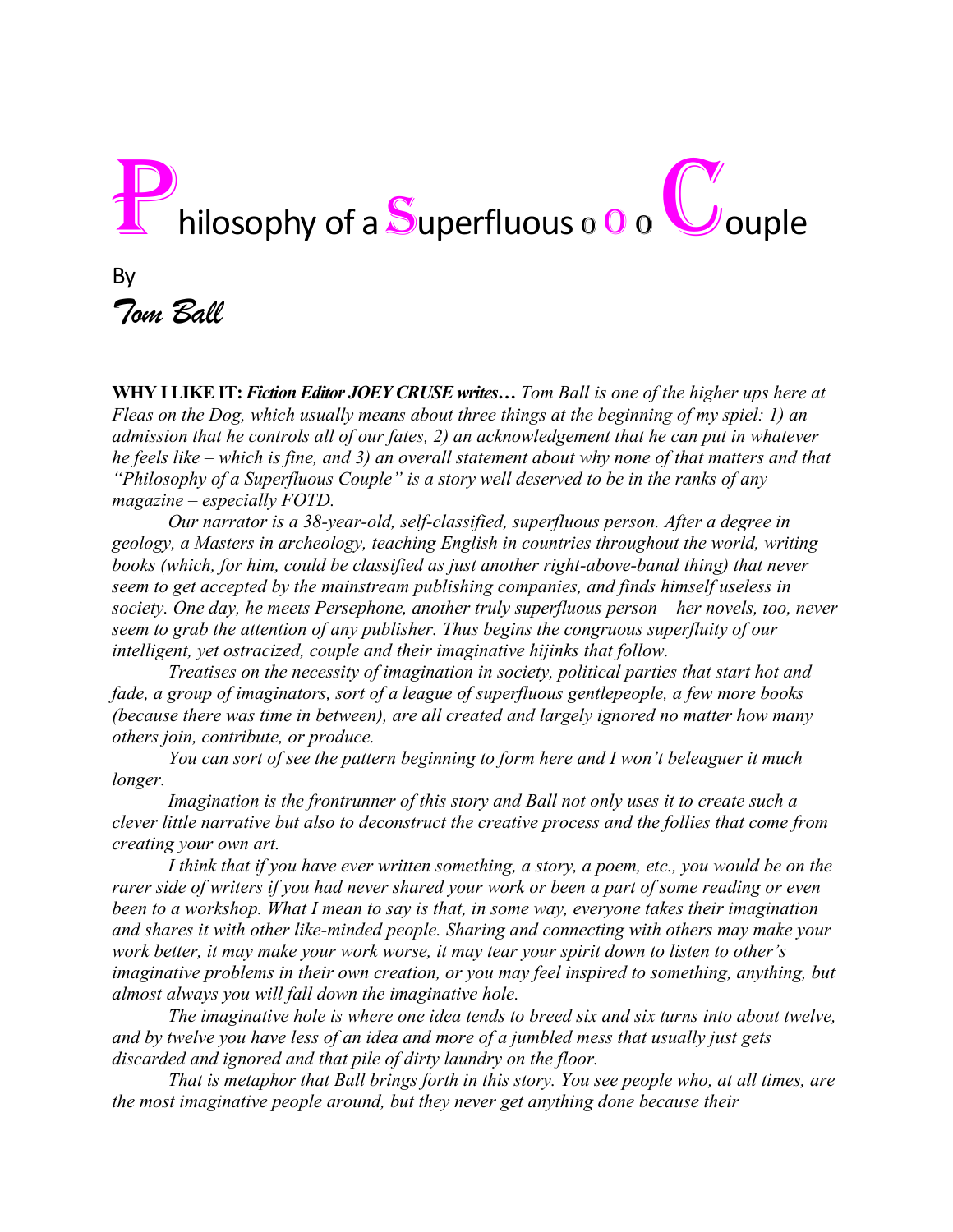# Philosophy of a Superfluous o O o Couple

By

*Tom Ball*

**WHY I LIKE IT:** ***Fiction Editor JOEY CRUSE writes…*** *Tom Ball is one of the higher ups here at Fleas on the Dog, which usually means about three things at the beginning of my spiel: 1) an admission that he controls all of our fates, 2) an acknowledgement that he can put in whatever he feels like – which is fine, and 3) an overall statement about why none of that matters and that "Philosophy of a Superfluous Couple" is a story well deserved to be in the ranks of any magazine – especially FOTD.*

*Our narrator is a 38-year-old, self-classified, superfluous person. After a degree in geology, a Masters in archeology, teaching English in countries throughout the world, writing books (which, for him, could be classified as just another right-above-banal thing) that never seem to get accepted by the mainstream publishing companies, and finds himself useless in society. One day, he meets Persephone, another truly superfluous person – her novels, too, never seem to grab the attention of any publisher. Thus begins the congruous superfluity of our intelligent, yet ostracized, couple and their imaginative hijinks that follow.*

*Treatises on the necessity of imagination in society, political parties that start hot and fade, a group of imaginators, sort of a league of superfluous gentlepeople, a few more books (because there was time in between), are all created and largely ignored no matter how many others join, contribute, or produce.*

*You can sort of see the pattern beginning to form here and I won't beleaguer it much longer.*

*Imagination is the frontrunner of this story and Ball not only uses it to create such a clever little narrative but also to deconstruct the creative process and the follies that come from creating your own art.*

*I think that if you have ever written something, a story, a poem, etc., you would be on the rarer side of writers if you had never shared your work or been a part of some reading or even been to a workshop. What I mean to say is that, in some way, everyone takes their imagination and shares it with other like-minded people. Sharing and connecting with others may make your work better, it may make your work worse, it may tear your spirit down to listen to other's imaginative problems in their own creation, or you may feel inspired to something, anything, but almost always you will fall down the imaginative hole.*

*The imaginative hole is where one idea tends to breed six and six turns into about twelve, and by twelve you have less of an idea and more of a jumbled mess that usually just gets discarded and ignored and that pile of dirty laundry on the floor.*

*That is metaphor that Ball brings forth in this story. You see people who, at all times, are the most imaginative people around, but they never get anything done because their*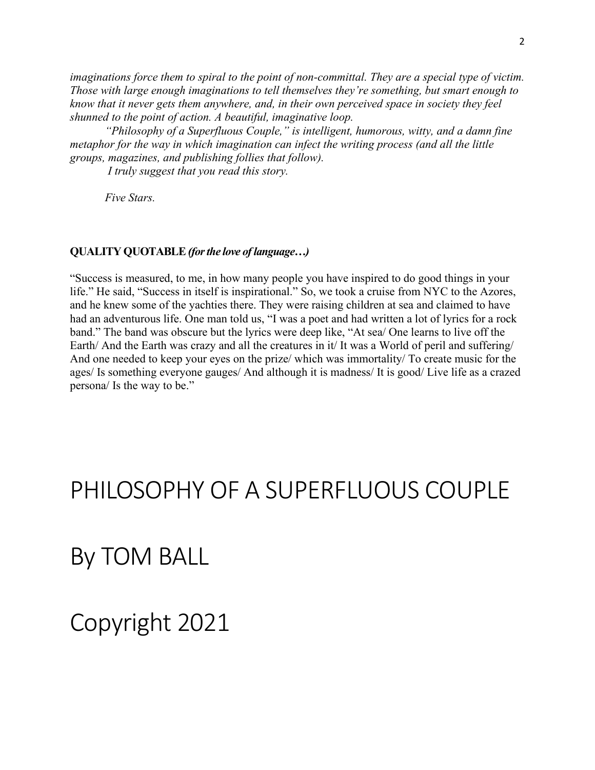*imaginations force them to spiral to the point of non-committal. They are a special type of victim. Those with large enough imaginations to tell themselves they're something, but smart enough to know that it never gets them anywhere, and, in their own perceived space in society they feel shunned to the point of action. A beautiful, imaginative loop.*

*"Philosophy of a Superfluous Couple," is intelligent, humorous, witty, and a damn fine metaphor for the way in which imagination can infect the writing process (and all the little groups, magazines, and publishing follies that follow).*

*I truly suggest that you read this story.*

*Five Stars.*

**QUALITY QUOTABLE** ***(for the love of language…)***

"Success is measured, to me, in how many people you have inspired to do good things in your life." He said, "Success in itself is inspirational." So, we took a cruise from NYC to the Azores, and he knew some of the yachties there. They were raising children at sea and claimed to have had an adventurous life. One man told us, "I was a poet and had written a lot of lyrics for a rock band." The band was obscure but the lyrics were deep like, "At sea/ One learns to live off the Earth/ And the Earth was crazy and all the creatures in it/ It was a World of peril and suffering/ And one needed to keep your eyes on the prize/ which was immortality/ To create music for the ages/ Is something everyone gauges/ And although it is madness/ It is good/ Live life as a crazed persona/ Is the way to be."

# PHILOSOPHY OF A SUPERFLUOUS COUPLE

# By TOM BALL

# Copyright 2021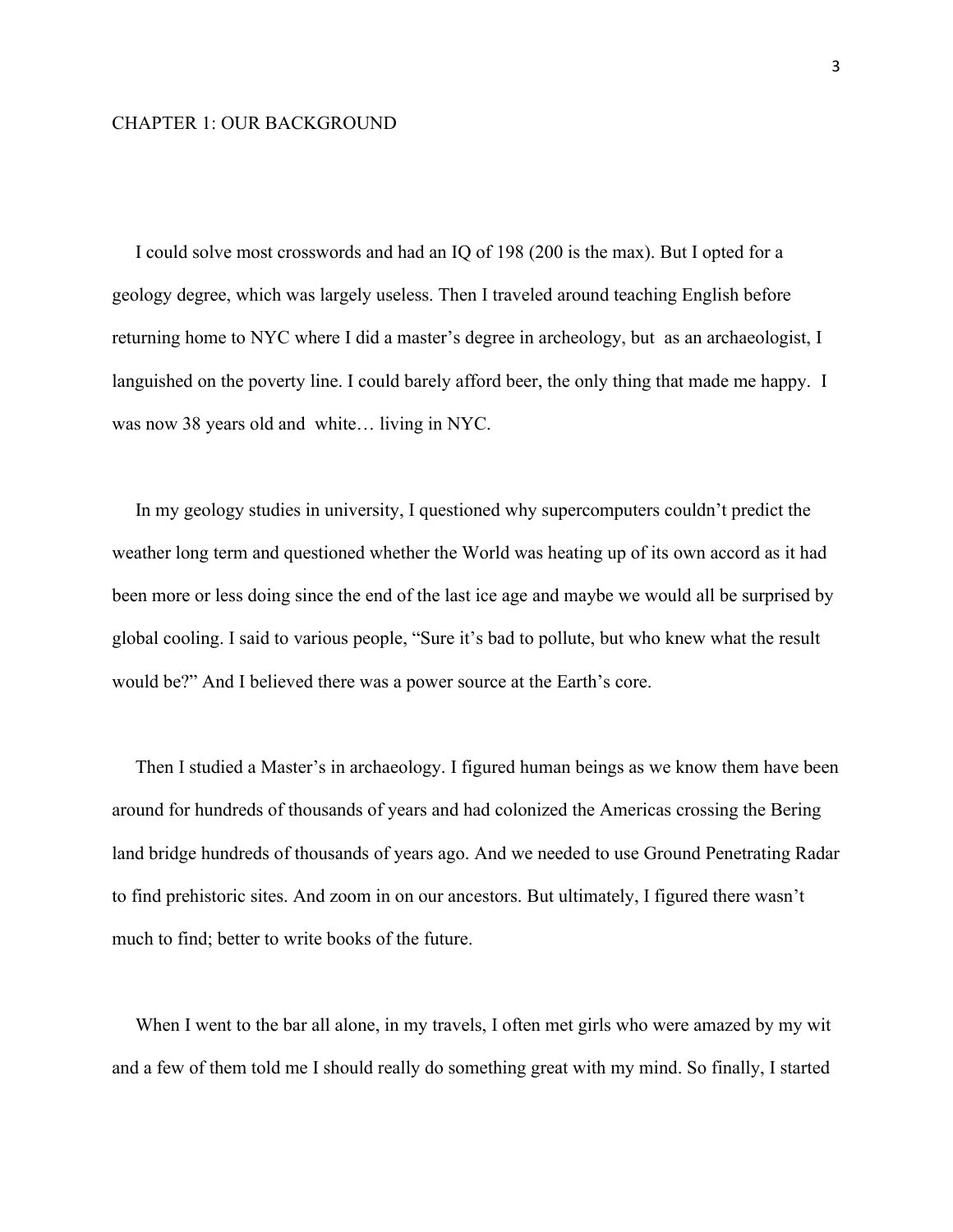# CHAPTER 1: OUR BACKGROUND

I could solve most crosswords and had an IQ of 198 (200 is the max). But I opted for a geology degree, which was largely useless. Then I traveled around teaching English before returning home to NYC where I did a master's degree in archeology, but as an archaeologist, I languished on the poverty line. I could barely afford beer, the only thing that made me happy. I was now 38 years old and white… living in NYC.

In my geology studies in university, I questioned why supercomputers couldn't predict the weather long term and questioned whether the World was heating up of its own accord as it had been more or less doing since the end of the last ice age and maybe we would all be surprised by global cooling. I said to various people, "Sure it's bad to pollute, but who knew what the result would be?" And I believed there was a power source at the Earth's core.

Then I studied a Master's in archaeology. I figured human beings as we know them have been around for hundreds of thousands of years and had colonized the Americas crossing the Bering land bridge hundreds of thousands of years ago. And we needed to use Ground Penetrating Radar to find prehistoric sites. And zoom in on our ancestors. But ultimately, I figured there wasn't much to find; better to write books of the future.

When I went to the bar all alone, in my travels, I often met girls who were amazed by my wit and a few of them told me I should really do something great with my mind. So finally, I started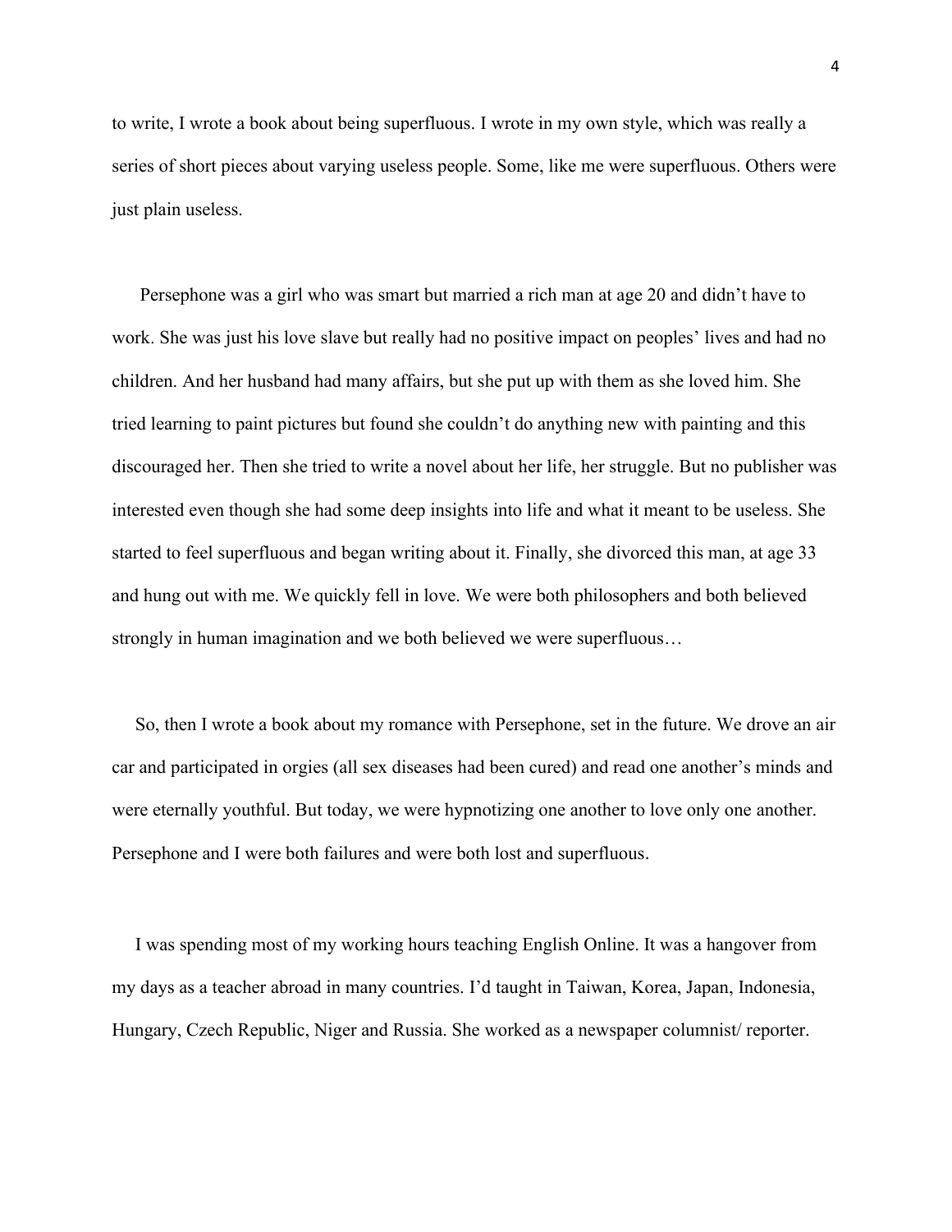to write, I wrote a book about being superfluous. I wrote in my own style, which was really a series of short pieces about varying useless people. Some, like me were superfluous. Others were just plain useless.

Persephone was a girl who was smart but married a rich man at age 20 and didn't have to work. She was just his love slave but really had no positive impact on peoples' lives and had no children. And her husband had many affairs, but she put up with them as she loved him. She tried learning to paint pictures but found she couldn't do anything new with painting and this discouraged her. Then she tried to write a novel about her life, her struggle. But no publisher was interested even though she had some deep insights into life and what it meant to be useless. She started to feel superfluous and began writing about it. Finally, she divorced this man, at age 33 and hung out with me. We quickly fell in love. We were both philosophers and both believed strongly in human imagination and we both believed we were superfluous…

So, then I wrote a book about my romance with Persephone, set in the future. We drove an air car and participated in orgies (all sex diseases had been cured) and read one another's minds and were eternally youthful. But today, we were hypnotizing one another to love only one another. Persephone and I were both failures and were both lost and superfluous.

I was spending most of my working hours teaching English Online. It was a hangover from my days as a teacher abroad in many countries. I'd taught in Taiwan, Korea, Japan, Indonesia, Hungary, Czech Republic, Niger and Russia. She worked as a newspaper columnist/ reporter.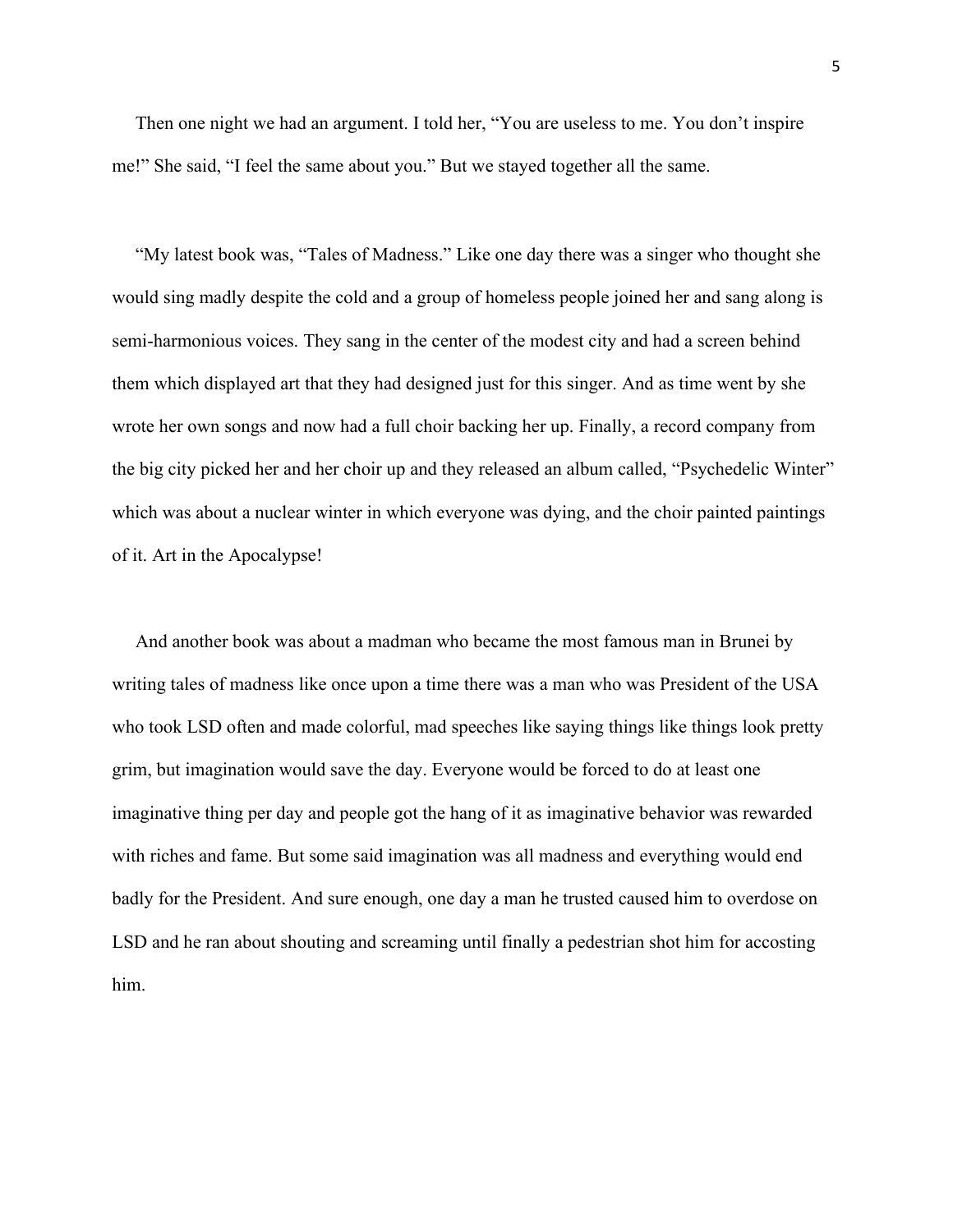Then one night we had an argument. I told her, “You are useless to me. You don’t inspire me!” She said, “I feel the same about you.” But we stayed together all the same.

“My latest book was, “Tales of Madness.” Like one day there was a singer who thought she would sing madly despite the cold and a group of homeless people joined her and sang along is semi-harmonious voices. They sang in the center of the modest city and had a screen behind them which displayed art that they had designed just for this singer. And as time went by she wrote her own songs and now had a full choir backing her up. Finally, a record company from the big city picked her and her choir up and they released an album called, “Psychedelic Winter” which was about a nuclear winter in which everyone was dying, and the choir painted paintings of it. Art in the Apocalypse!

And another book was about a madman who became the most famous man in Brunei by writing tales of madness like once upon a time there was a man who was President of the USA who took LSD often and made colorful, mad speeches like saying things like things look pretty grim, but imagination would save the day. Everyone would be forced to do at least one imaginative thing per day and people got the hang of it as imaginative behavior was rewarded with riches and fame. But some said imagination was all madness and everything would end badly for the President. And sure enough, one day a man he trusted caused him to overdose on LSD and he ran about shouting and screaming until finally a pedestrian shot him for accosting him.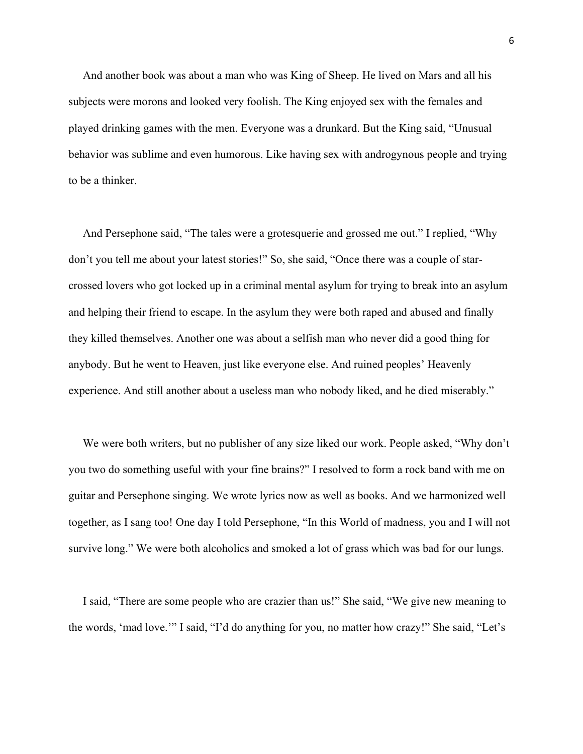And another book was about a man who was King of Sheep. He lived on Mars and all his subjects were morons and looked very foolish. The King enjoyed sex with the females and played drinking games with the men. Everyone was a drunkard. But the King said, "Unusual behavior was sublime and even humorous. Like having sex with androgynous people and trying to be a thinker.

And Persephone said, "The tales were a grotesquerie and grossed me out." I replied, "Why don't you tell me about your latest stories!" So, she said, "Once there was a couple of star-crossed lovers who got locked up in a criminal mental asylum for trying to break into an asylum and helping their friend to escape. In the asylum they were both raped and abused and finally they killed themselves. Another one was about a selfish man who never did a good thing for anybody. But he went to Heaven, just like everyone else. And ruined peoples' Heavenly experience. And still another about a useless man who nobody liked, and he died miserably."

We were both writers, but no publisher of any size liked our work. People asked, "Why don't you two do something useful with your fine brains?" I resolved to form a rock band with me on guitar and Persephone singing. We wrote lyrics now as well as books. And we harmonized well together, as I sang too! One day I told Persephone, "In this World of madness, you and I will not survive long." We were both alcoholics and smoked a lot of grass which was bad for our lungs.

I said, "There are some people who are crazier than us!" She said, "We give new meaning to the words, 'mad love.'" I said, "I'd do anything for you, no matter how crazy!" She said, "Let's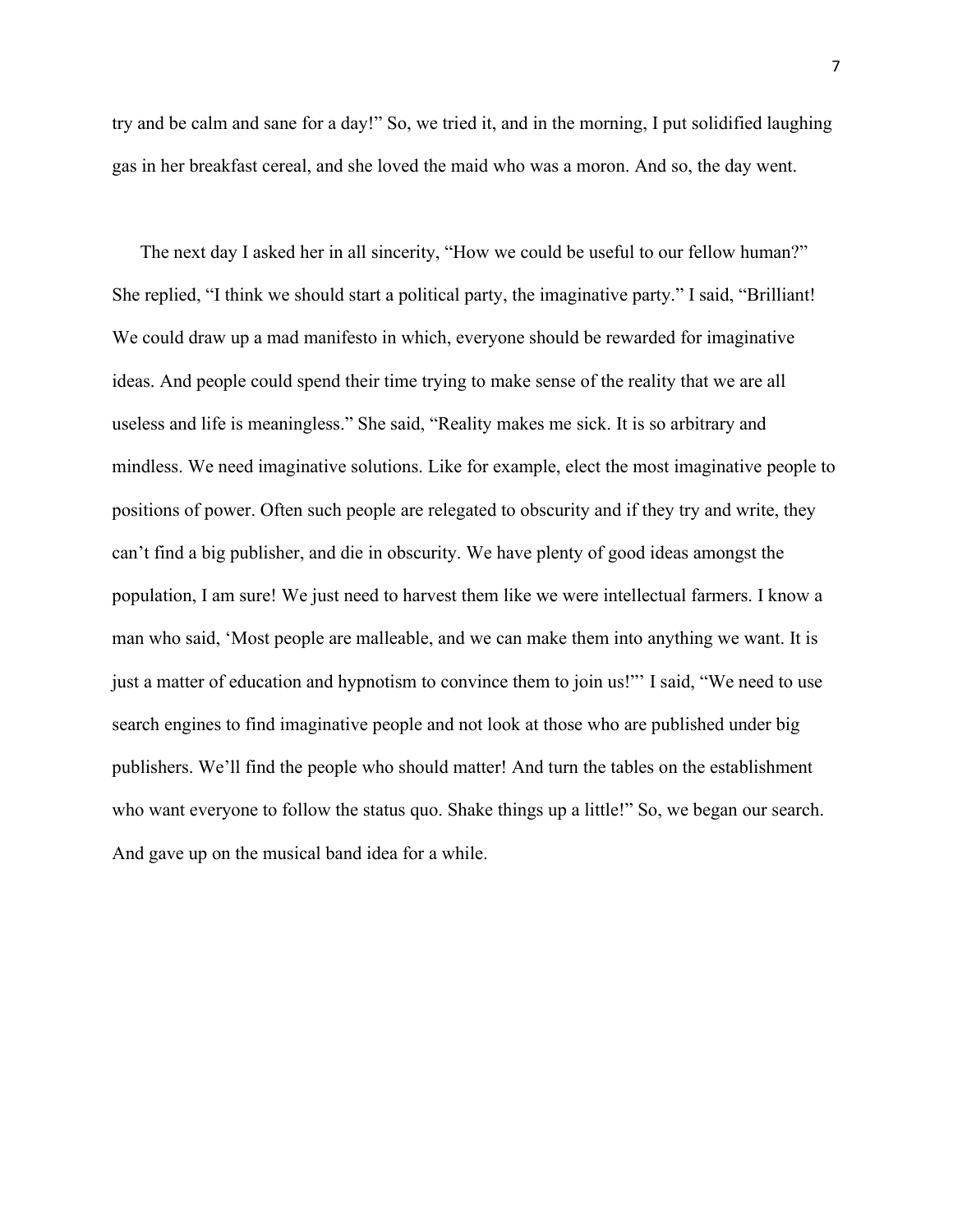try and be calm and sane for a day!" So, we tried it, and in the morning, I put solidified laughing gas in her breakfast cereal, and she loved the maid who was a moron. And so, the day went.

The next day I asked her in all sincerity, "How we could be useful to our fellow human?" She replied, "I think we should start a political party, the imaginative party." I said, "Brilliant! We could draw up a mad manifesto in which, everyone should be rewarded for imaginative ideas. And people could spend their time trying to make sense of the reality that we are all useless and life is meaningless." She said, "Reality makes me sick. It is so arbitrary and mindless. We need imaginative solutions. Like for example, elect the most imaginative people to positions of power. Often such people are relegated to obscurity and if they try and write, they can't find a big publisher, and die in obscurity. We have plenty of good ideas amongst the population, I am sure! We just need to harvest them like we were intellectual farmers. I know a man who said, 'Most people are malleable, and we can make them into anything we want. It is just a matter of education and hypnotism to convince them to join us!'" I said, "We need to use search engines to find imaginative people and not look at those who are published under big publishers. We'll find the people who should matter! And turn the tables on the establishment who want everyone to follow the status quo. Shake things up a little!" So, we began our search. And gave up on the musical band idea for a while.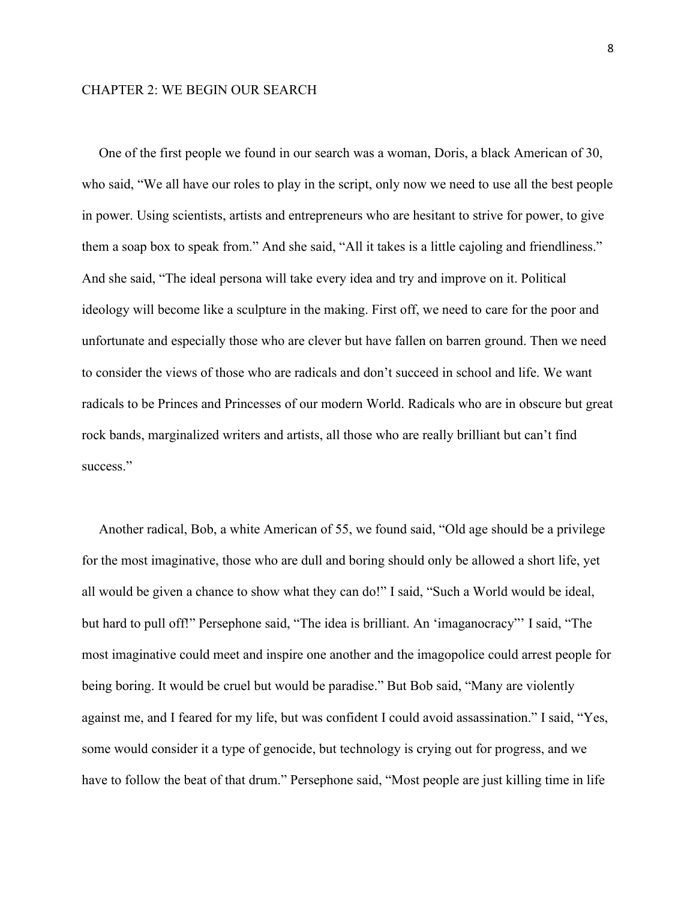## CHAPTER 2: WE BEGIN OUR SEARCH

One of the first people we found in our search was a woman, Doris, a black American of 30, who said, "We all have our roles to play in the script, only now we need to use all the best people in power. Using scientists, artists and entrepreneurs who are hesitant to strive for power, to give them a soap box to speak from." And she said, "All it takes is a little cajoling and friendliness." And she said, "The ideal persona will take every idea and try and improve on it. Political ideology will become like a sculpture in the making. First off, we need to care for the poor and unfortunate and especially those who are clever but have fallen on barren ground. Then we need to consider the views of those who are radicals and don't succeed in school and life. We want radicals to be Princes and Princesses of our modern World. Radicals who are in obscure but great rock bands, marginalized writers and artists, all those who are really brilliant but can't find success."

Another radical, Bob, a white American of 55, we found said, "Old age should be a privilege for the most imaginative, those who are dull and boring should only be allowed a short life, yet all would be given a chance to show what they can do!" I said, "Such a World would be ideal, but hard to pull off!" Persephone said, "The idea is brilliant. An 'imaganocracy"' I said, "The most imaginative could meet and inspire one another and the imagopolice could arrest people for being boring. It would be cruel but would be paradise." But Bob said, "Many are violently against me, and I feared for my life, but was confident I could avoid assassination." I said, "Yes, some would consider it a type of genocide, but technology is crying out for progress, and we have to follow the beat of that drum." Persephone said, "Most people are just killing time in life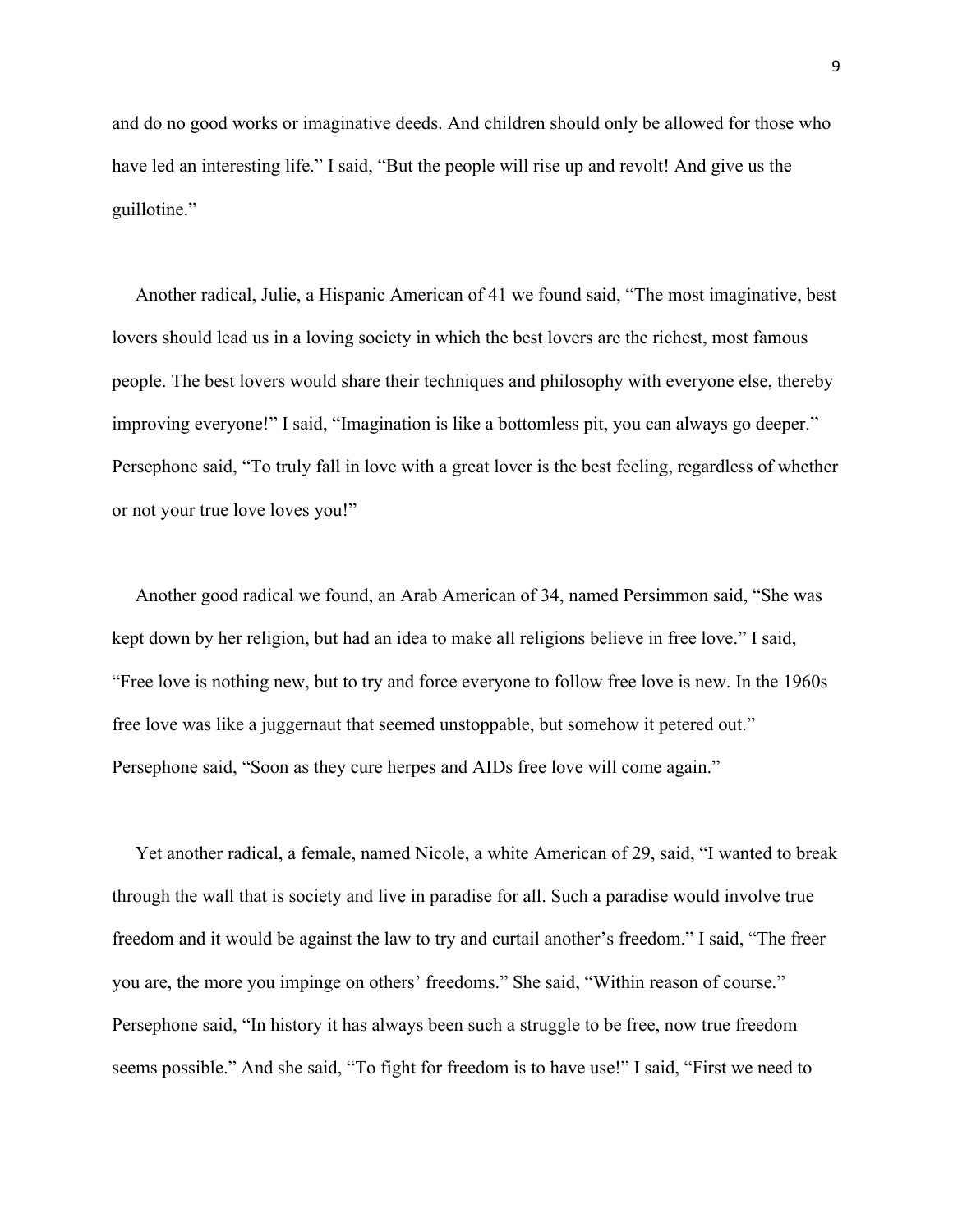and do no good works or imaginative deeds. And children should only be allowed for those who have led an interesting life." I said, "But the people will rise up and revolt! And give us the guillotine."

Another radical, Julie, a Hispanic American of 41 we found said, "The most imaginative, best lovers should lead us in a loving society in which the best lovers are the richest, most famous people. The best lovers would share their techniques and philosophy with everyone else, thereby improving everyone!" I said, "Imagination is like a bottomless pit, you can always go deeper." Persephone said, "To truly fall in love with a great lover is the best feeling, regardless of whether or not your true love loves you!"

Another good radical we found, an Arab American of 34, named Persimmon said, "She was kept down by her religion, but had an idea to make all religions believe in free love." I said, "Free love is nothing new, but to try and force everyone to follow free love is new. In the 1960s free love was like a juggernaut that seemed unstoppable, but somehow it petered out." Persephone said, "Soon as they cure herpes and AIDs free love will come again."

Yet another radical, a female, named Nicole, a white American of 29, said, "I wanted to break through the wall that is society and live in paradise for all. Such a paradise would involve true freedom and it would be against the law to try and curtail another's freedom." I said, "The freer you are, the more you impinge on others' freedoms." She said, "Within reason of course." Persephone said, "In history it has always been such a struggle to be free, now true freedom seems possible." And she said, "To fight for freedom is to have use!" I said, "First we need to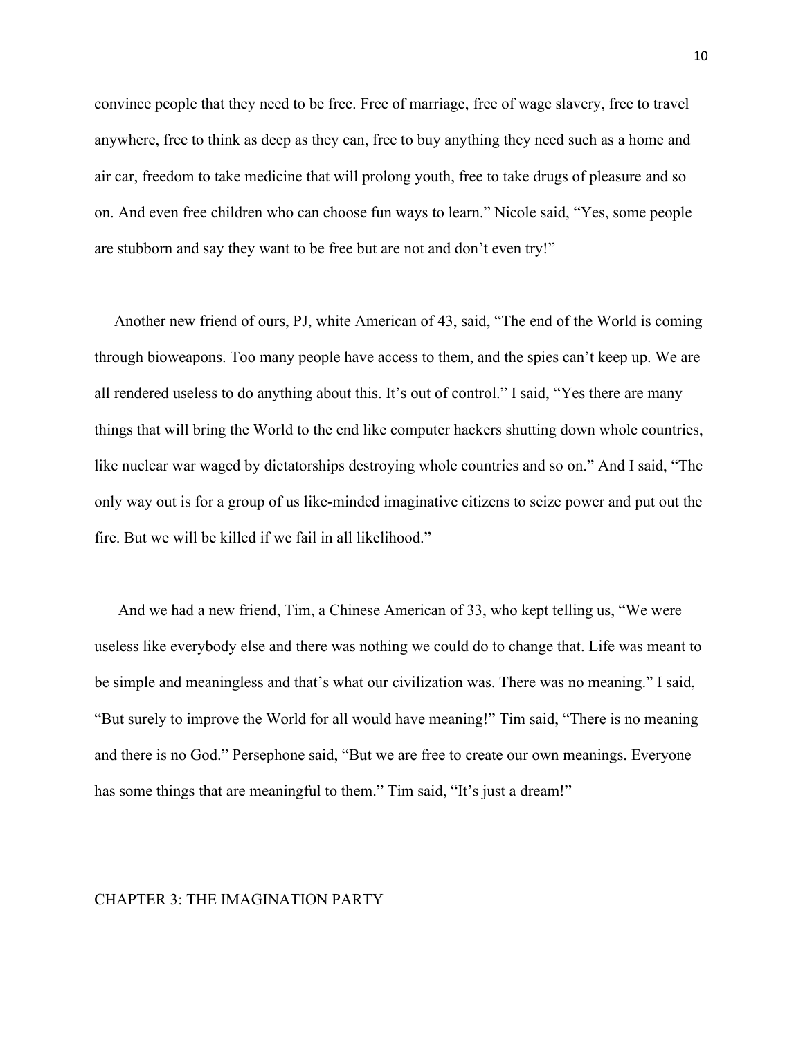convince people that they need to be free. Free of marriage, free of wage slavery, free to travel anywhere, free to think as deep as they can, free to buy anything they need such as a home and air car, freedom to take medicine that will prolong youth, free to take drugs of pleasure and so on. And even free children who can choose fun ways to learn." Nicole said, "Yes, some people are stubborn and say they want to be free but are not and don't even try!"

Another new friend of ours, PJ, white American of 43, said, "The end of the World is coming through bioweapons. Too many people have access to them, and the spies can't keep up. We are all rendered useless to do anything about this. It's out of control." I said, "Yes there are many things that will bring the World to the end like computer hackers shutting down whole countries, like nuclear war waged by dictatorships destroying whole countries and so on." And I said, "The only way out is for a group of us like-minded imaginative citizens to seize power and put out the fire. But we will be killed if we fail in all likelihood."

And we had a new friend, Tim, a Chinese American of 33, who kept telling us, "We were useless like everybody else and there was nothing we could do to change that. Life was meant to be simple and meaningless and that's what our civilization was. There was no meaning." I said, "But surely to improve the World for all would have meaning!" Tim said, "There is no meaning and there is no God." Persephone said, "But we are free to create our own meanings. Everyone has some things that are meaningful to them." Tim said, "It's just a dream!"

## CHAPTER 3: THE IMAGINATION PARTY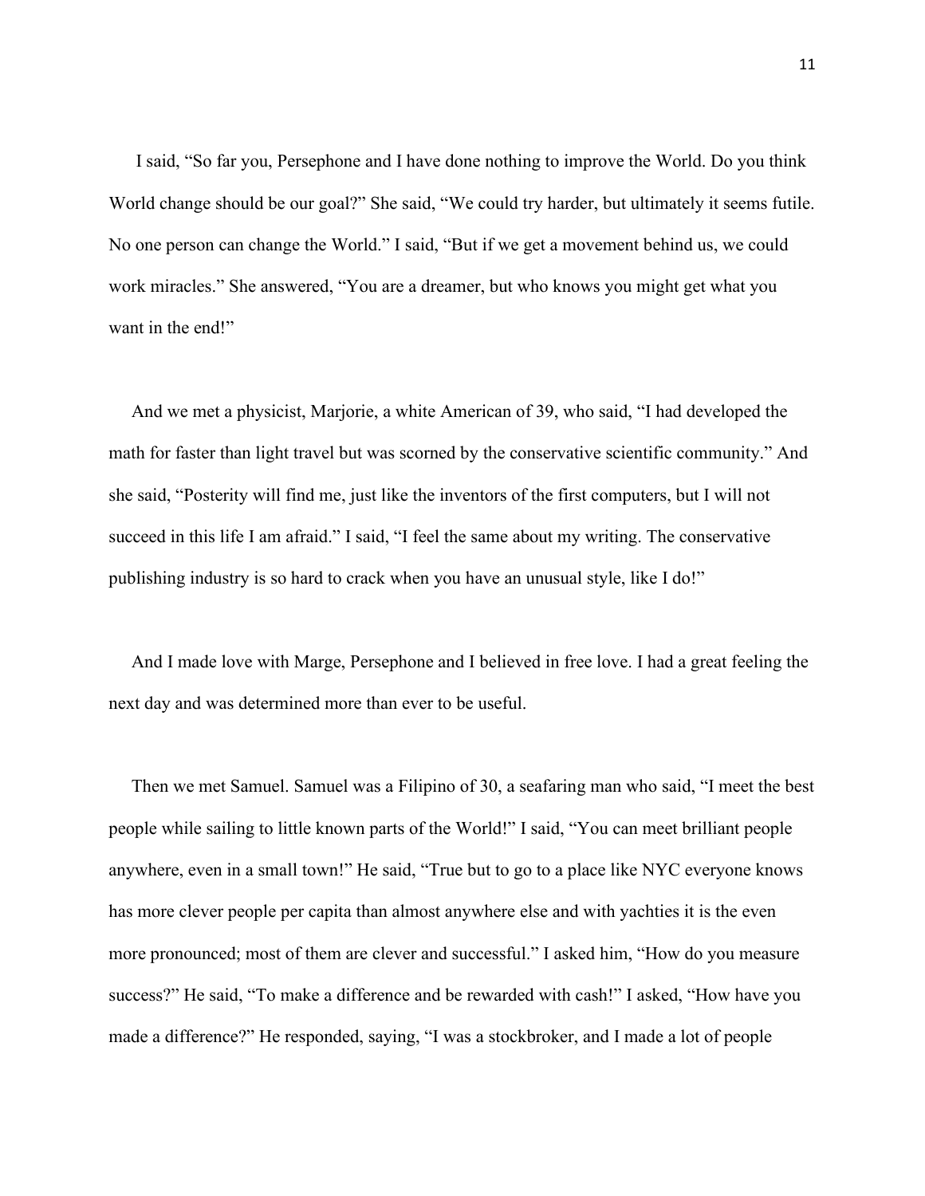I said, "So far you, Persephone and I have done nothing to improve the World. Do you think World change should be our goal?" She said, "We could try harder, but ultimately it seems futile. No one person can change the World." I said, "But if we get a movement behind us, we could work miracles." She answered, "You are a dreamer, but who knows you might get what you want in the end!"

And we met a physicist, Marjorie, a white American of 39, who said, "I had developed the math for faster than light travel but was scorned by the conservative scientific community." And she said, "Posterity will find me, just like the inventors of the first computers, but I will not succeed in this life I am afraid." I said, "I feel the same about my writing. The conservative publishing industry is so hard to crack when you have an unusual style, like I do!"

And I made love with Marge, Persephone and I believed in free love. I had a great feeling the next day and was determined more than ever to be useful.

Then we met Samuel. Samuel was a Filipino of 30, a seafaring man who said, "I meet the best people while sailing to little known parts of the World!" I said, "You can meet brilliant people anywhere, even in a small town!" He said, "True but to go to a place like NYC everyone knows has more clever people per capita than almost anywhere else and with yachties it is the even more pronounced; most of them are clever and successful." I asked him, "How do you measure success?" He said, "To make a difference and be rewarded with cash!" I asked, "How have you made a difference?" He responded, saying, "I was a stockbroker, and I made a lot of people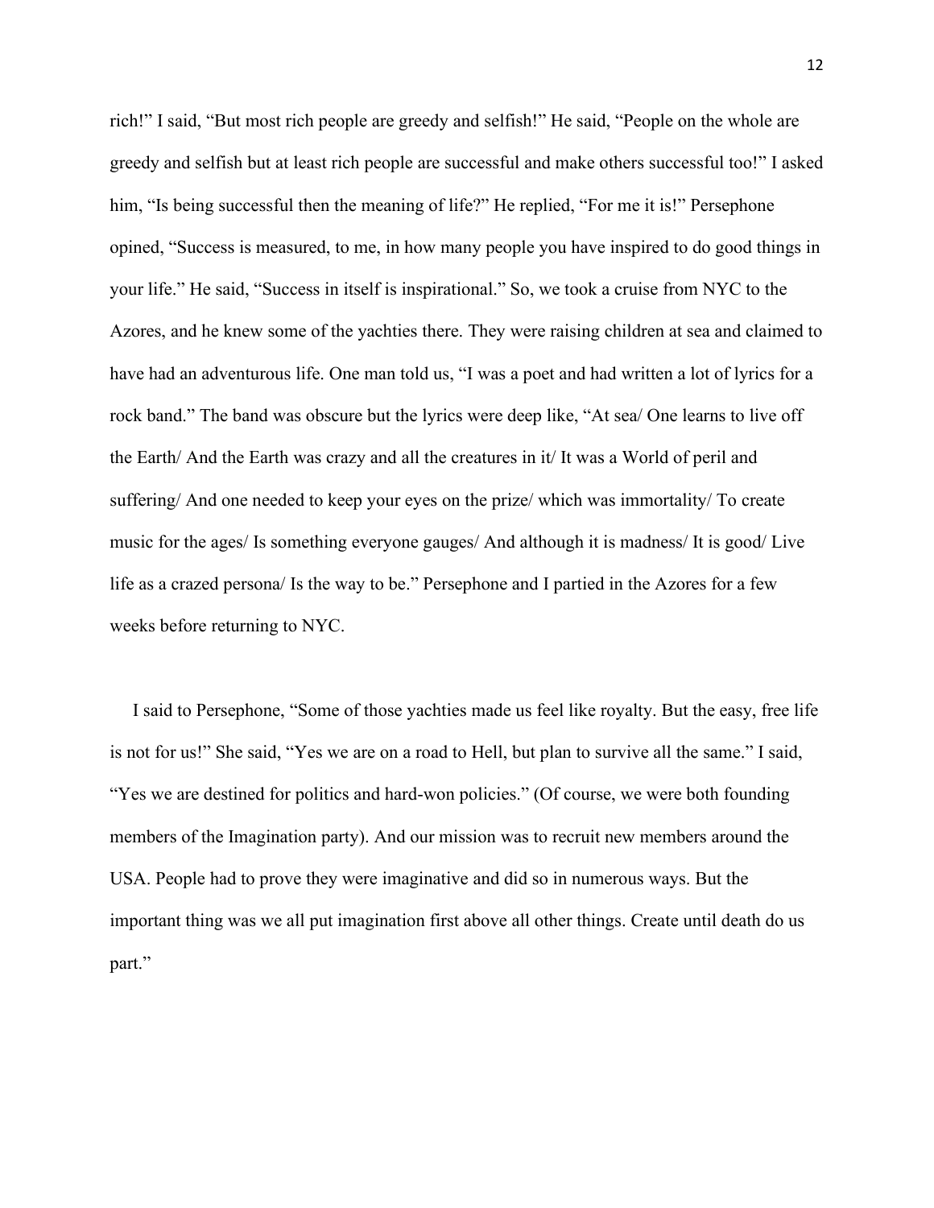rich!" I said, "But most rich people are greedy and selfish!" He said, "People on the whole are greedy and selfish but at least rich people are successful and make others successful too!" I asked him, "Is being successful then the meaning of life?" He replied, "For me it is!" Persephone opined, "Success is measured, to me, in how many people you have inspired to do good things in your life." He said, "Success in itself is inspirational." So, we took a cruise from NYC to the Azores, and he knew some of the yachties there. They were raising children at sea and claimed to have had an adventurous life. One man told us, "I was a poet and had written a lot of lyrics for a rock band." The band was obscure but the lyrics were deep like, "At sea/ One learns to live off the Earth/ And the Earth was crazy and all the creatures in it/ It was a World of peril and suffering/ And one needed to keep your eyes on the prize/ which was immortality/ To create music for the ages/ Is something everyone gauges/ And although it is madness/ It is good/ Live life as a crazed persona/ Is the way to be." Persephone and I partied in the Azores for a few weeks before returning to NYC.

I said to Persephone, "Some of those yachties made us feel like royalty. But the easy, free life is not for us!" She said, "Yes we are on a road to Hell, but plan to survive all the same." I said, "Yes we are destined for politics and hard-won policies." (Of course, we were both founding members of the Imagination party). And our mission was to recruit new members around the USA. People had to prove they were imaginative and did so in numerous ways. But the important thing was we all put imagination first above all other things. Create until death do us part."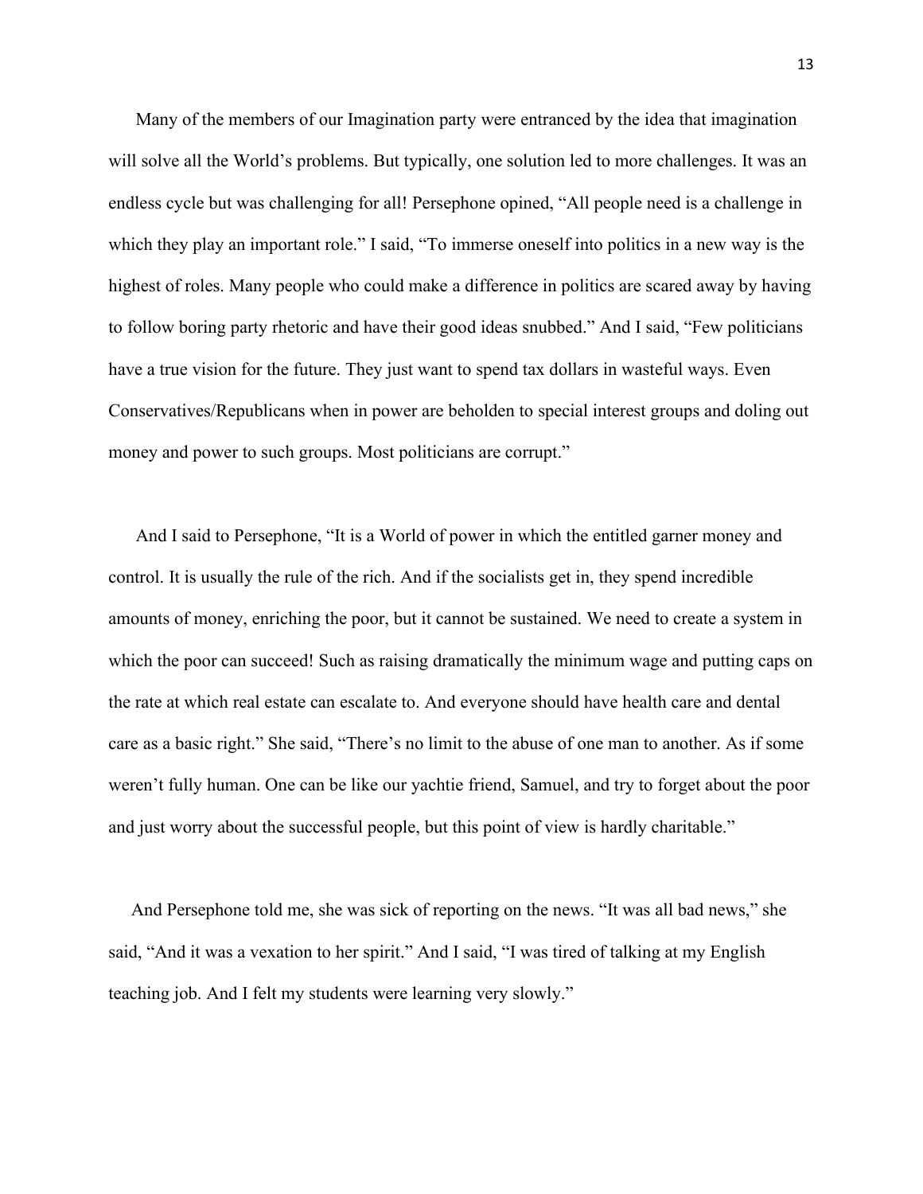Many of the members of our Imagination party were entranced by the idea that imagination will solve all the World's problems. But typically, one solution led to more challenges. It was an endless cycle but was challenging for all! Persephone opined, "All people need is a challenge in which they play an important role." I said, "To immerse oneself into politics in a new way is the highest of roles. Many people who could make a difference in politics are scared away by having to follow boring party rhetoric and have their good ideas snubbed." And I said, "Few politicians have a true vision for the future. They just want to spend tax dollars in wasteful ways. Even Conservatives/Republicans when in power are beholden to special interest groups and doling out money and power to such groups. Most politicians are corrupt."

And I said to Persephone, "It is a World of power in which the entitled garner money and control. It is usually the rule of the rich. And if the socialists get in, they spend incredible amounts of money, enriching the poor, but it cannot be sustained. We need to create a system in which the poor can succeed! Such as raising dramatically the minimum wage and putting caps on the rate at which real estate can escalate to. And everyone should have health care and dental care as a basic right." She said, "There's no limit to the abuse of one man to another. As if some weren't fully human. One can be like our yachtie friend, Samuel, and try to forget about the poor and just worry about the successful people, but this point of view is hardly charitable."

And Persephone told me, she was sick of reporting on the news. "It was all bad news," she said, "And it was a vexation to her spirit." And I said, "I was tired of talking at my English teaching job. And I felt my students were learning very slowly."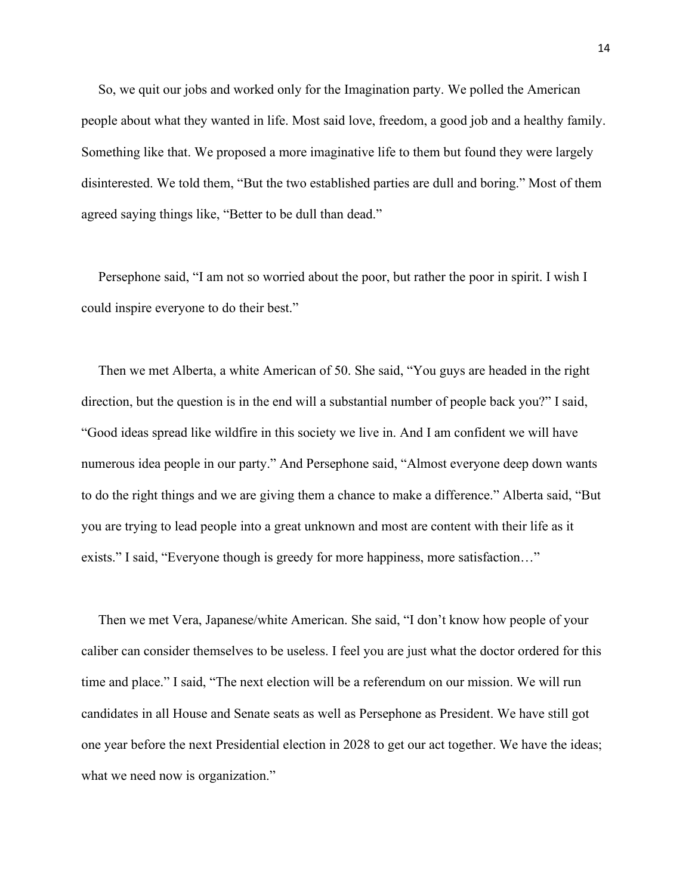So, we quit our jobs and worked only for the Imagination party. We polled the American people about what they wanted in life. Most said love, freedom, a good job and a healthy family. Something like that. We proposed a more imaginative life to them but found they were largely disinterested. We told them, "But the two established parties are dull and boring." Most of them agreed saying things like, "Better to be dull than dead."

Persephone said, "I am not so worried about the poor, but rather the poor in spirit. I wish I could inspire everyone to do their best."

Then we met Alberta, a white American of 50. She said, "You guys are headed in the right direction, but the question is in the end will a substantial number of people back you?" I said, "Good ideas spread like wildfire in this society we live in. And I am confident we will have numerous idea people in our party." And Persephone said, "Almost everyone deep down wants to do the right things and we are giving them a chance to make a difference." Alberta said, "But you are trying to lead people into a great unknown and most are content with their life as it exists." I said, "Everyone though is greedy for more happiness, more satisfaction…"

Then we met Vera, Japanese/white American. She said, "I don't know how people of your caliber can consider themselves to be useless. I feel you are just what the doctor ordered for this time and place." I said, "The next election will be a referendum on our mission. We will run candidates in all House and Senate seats as well as Persephone as President. We have still got one year before the next Presidential election in 2028 to get our act together. We have the ideas; what we need now is organization."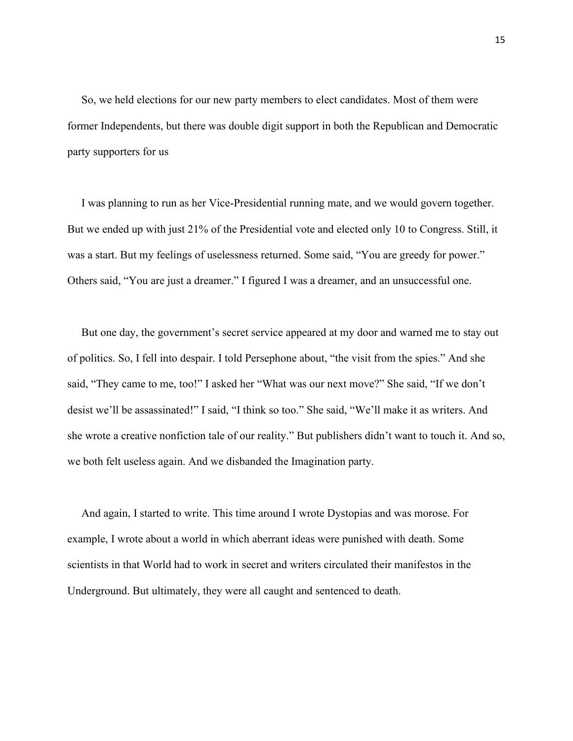So, we held elections for our new party members to elect candidates. Most of them were former Independents, but there was double digit support in both the Republican and Democratic party supporters for us

I was planning to run as her Vice-Presidential running mate, and we would govern together. But we ended up with just 21% of the Presidential vote and elected only 10 to Congress. Still, it was a start. But my feelings of uselessness returned. Some said, "You are greedy for power." Others said, "You are just a dreamer." I figured I was a dreamer, and an unsuccessful one.

But one day, the government's secret service appeared at my door and warned me to stay out of politics. So, I fell into despair. I told Persephone about, "the visit from the spies." And she said, "They came to me, too!" I asked her "What was our next move?" She said, "If we don't desist we'll be assassinated!" I said, "I think so too." She said, "We'll make it as writers. And she wrote a creative nonfiction tale of our reality." But publishers didn't want to touch it. And so, we both felt useless again. And we disbanded the Imagination party.

And again, I started to write. This time around I wrote Dystopias and was morose. For example, I wrote about a world in which aberrant ideas were punished with death. Some scientists in that World had to work in secret and writers circulated their manifestos in the Underground. But ultimately, they were all caught and sentenced to death.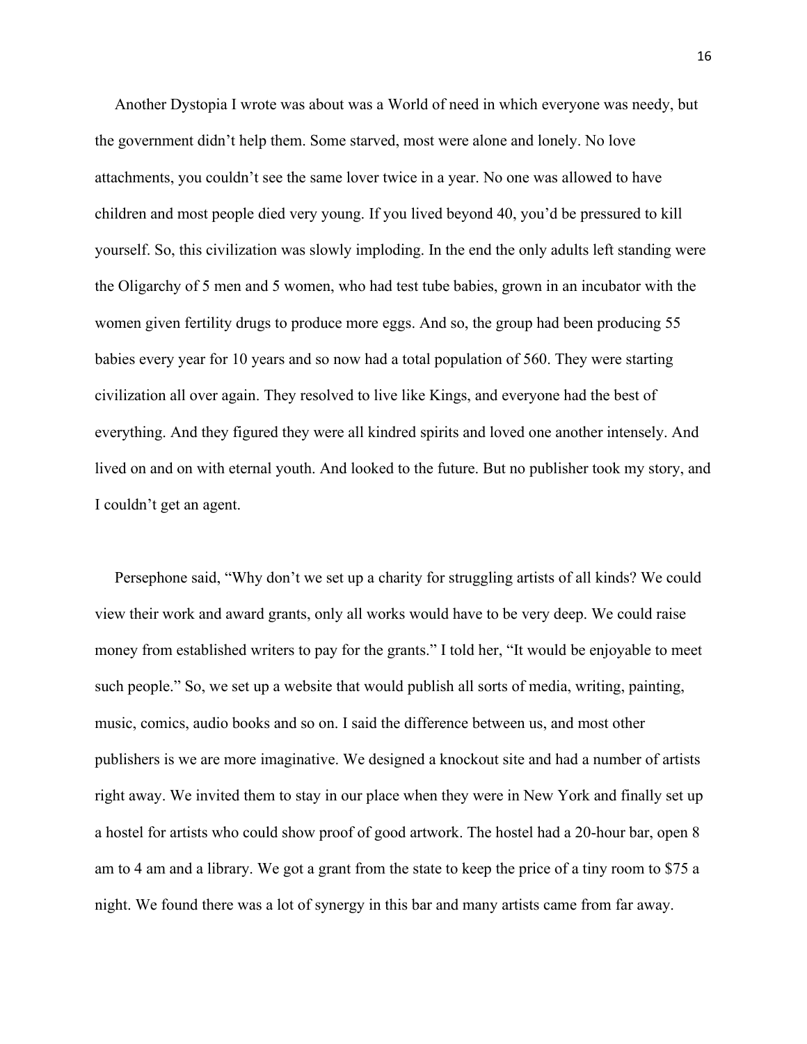Another Dystopia I wrote was about was a World of need in which everyone was needy, but the government didn't help them. Some starved, most were alone and lonely. No love attachments, you couldn't see the same lover twice in a year. No one was allowed to have children and most people died very young. If you lived beyond 40, you'd be pressured to kill yourself. So, this civilization was slowly imploding. In the end the only adults left standing were the Oligarchy of 5 men and 5 women, who had test tube babies, grown in an incubator with the women given fertility drugs to produce more eggs. And so, the group had been producing 55 babies every year for 10 years and so now had a total population of 560. They were starting civilization all over again. They resolved to live like Kings, and everyone had the best of everything. And they figured they were all kindred spirits and loved one another intensely. And lived on and on with eternal youth. And looked to the future. But no publisher took my story, and I couldn't get an agent.

Persephone said, "Why don't we set up a charity for struggling artists of all kinds? We could view their work and award grants, only all works would have to be very deep. We could raise money from established writers to pay for the grants." I told her, "It would be enjoyable to meet such people." So, we set up a website that would publish all sorts of media, writing, painting, music, comics, audio books and so on. I said the difference between us, and most other publishers is we are more imaginative. We designed a knockout site and had a number of artists right away. We invited them to stay in our place when they were in New York and finally set up a hostel for artists who could show proof of good artwork. The hostel had a 20-hour bar, open 8 am to 4 am and a library. We got a grant from the state to keep the price of a tiny room to $75 a night. We found there was a lot of synergy in this bar and many artists came from far away.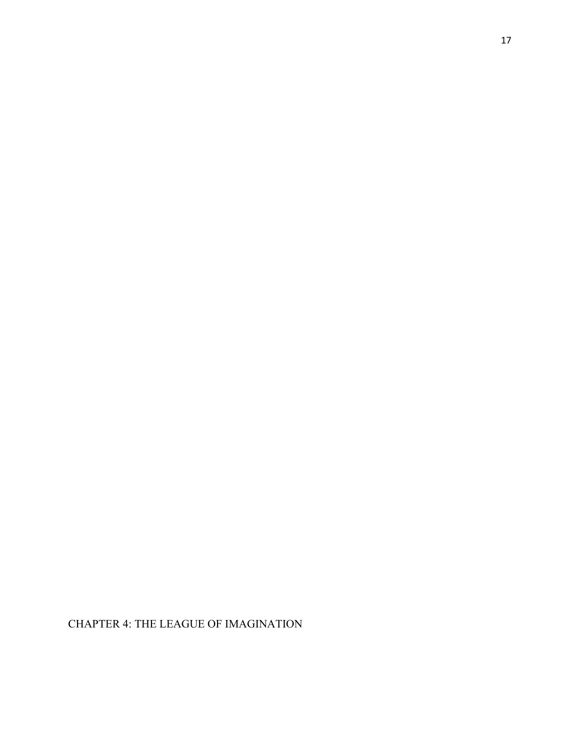# CHAPTER 4: THE LEAGUE OF IMAGINATION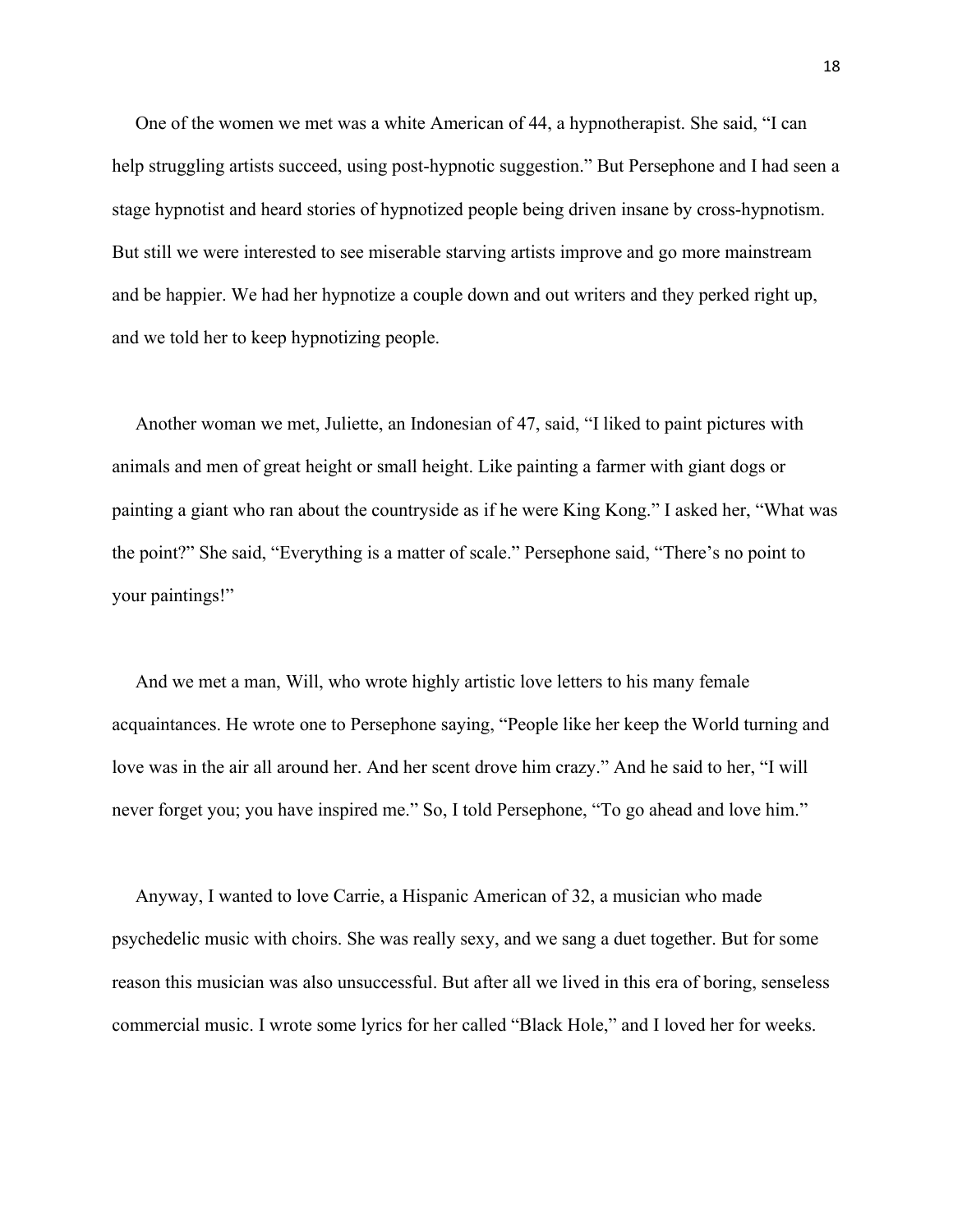One of the women we met was a white American of 44, a hypnotherapist. She said, "I can help struggling artists succeed, using post-hypnotic suggestion." But Persephone and I had seen a stage hypnotist and heard stories of hypnotized people being driven insane by cross-hypnotism. But still we were interested to see miserable starving artists improve and go more mainstream and be happier. We had her hypnotize a couple down and out writers and they perked right up, and we told her to keep hypnotizing people.

Another woman we met, Juliette, an Indonesian of 47, said, "I liked to paint pictures with animals and men of great height or small height. Like painting a farmer with giant dogs or painting a giant who ran about the countryside as if he were King Kong." I asked her, "What was the point?" She said, "Everything is a matter of scale." Persephone said, "There's no point to your paintings!"

And we met a man, Will, who wrote highly artistic love letters to his many female acquaintances. He wrote one to Persephone saying, "People like her keep the World turning and love was in the air all around her. And her scent drove him crazy." And he said to her, "I will never forget you; you have inspired me." So, I told Persephone, "To go ahead and love him."

Anyway, I wanted to love Carrie, a Hispanic American of 32, a musician who made psychedelic music with choirs. She was really sexy, and we sang a duet together. But for some reason this musician was also unsuccessful. But after all we lived in this era of boring, senseless commercial music. I wrote some lyrics for her called "Black Hole," and I loved her for weeks.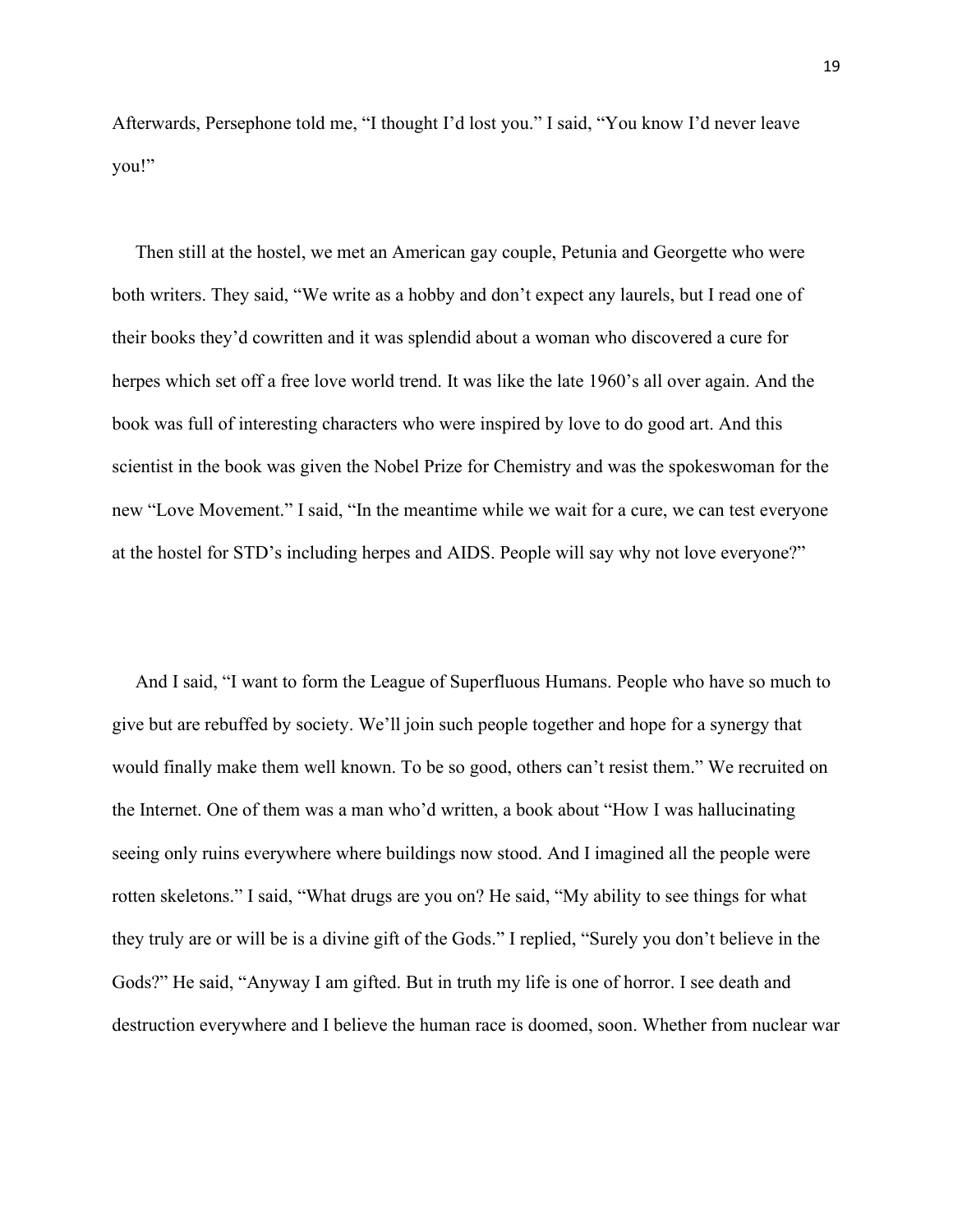Afterwards, Persephone told me, "I thought I'd lost you." I said, "You know I'd never leave you!"

Then still at the hostel, we met an American gay couple, Petunia and Georgette who were both writers. They said, "We write as a hobby and don't expect any laurels, but I read one of their books they'd cowritten and it was splendid about a woman who discovered a cure for herpes which set off a free love world trend. It was like the late 1960's all over again. And the book was full of interesting characters who were inspired by love to do good art. And this scientist in the book was given the Nobel Prize for Chemistry and was the spokeswoman for the new "Love Movement." I said, "In the meantime while we wait for a cure, we can test everyone at the hostel for STD's including herpes and AIDS. People will say why not love everyone?"

And I said, "I want to form the League of Superfluous Humans. People who have so much to give but are rebuffed by society. We'll join such people together and hope for a synergy that would finally make them well known. To be so good, others can't resist them." We recruited on the Internet. One of them was a man who'd written, a book about "How I was hallucinating seeing only ruins everywhere where buildings now stood. And I imagined all the people were rotten skeletons." I said, "What drugs are you on? He said, "My ability to see things for what they truly are or will be is a divine gift of the Gods." I replied, "Surely you don't believe in the Gods?" He said, "Anyway I am gifted. But in truth my life is one of horror. I see death and destruction everywhere and I believe the human race is doomed, soon. Whether from nuclear war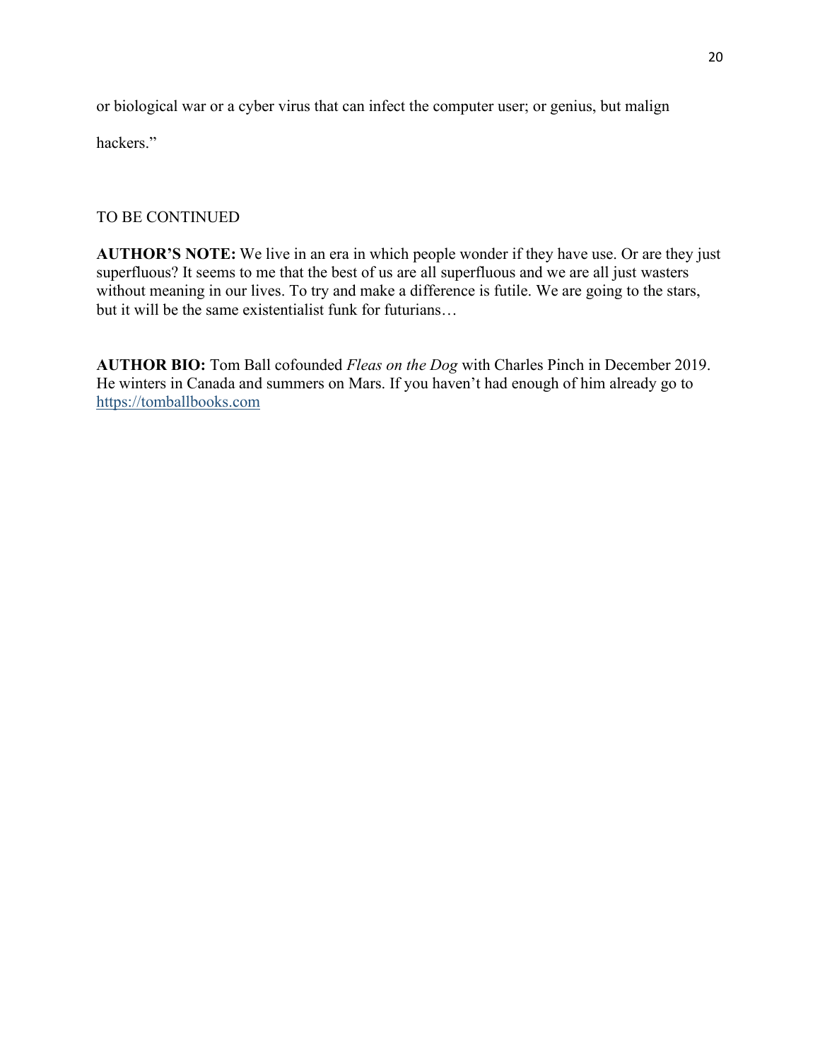or biological war or a cyber virus that can infect the computer user; or genius, but malign hackers."

TO BE CONTINUED

**AUTHOR'S NOTE:** We live in an era in which people wonder if they have use. Or are they just superfluous? It seems to me that the best of us are all superfluous and we are all just wasters without meaning in our lives. To try and make a difference is futile. We are going to the stars, but it will be the same existentialist funk for futurians…

**AUTHOR BIO:** Tom Ball cofounded *Fleas on the Dog* with Charles Pinch in December 2019. He winters in Canada and summers on Mars. If you haven't had enough of him already go to [https://tomballbooks.com](https://tomballbooks.com)